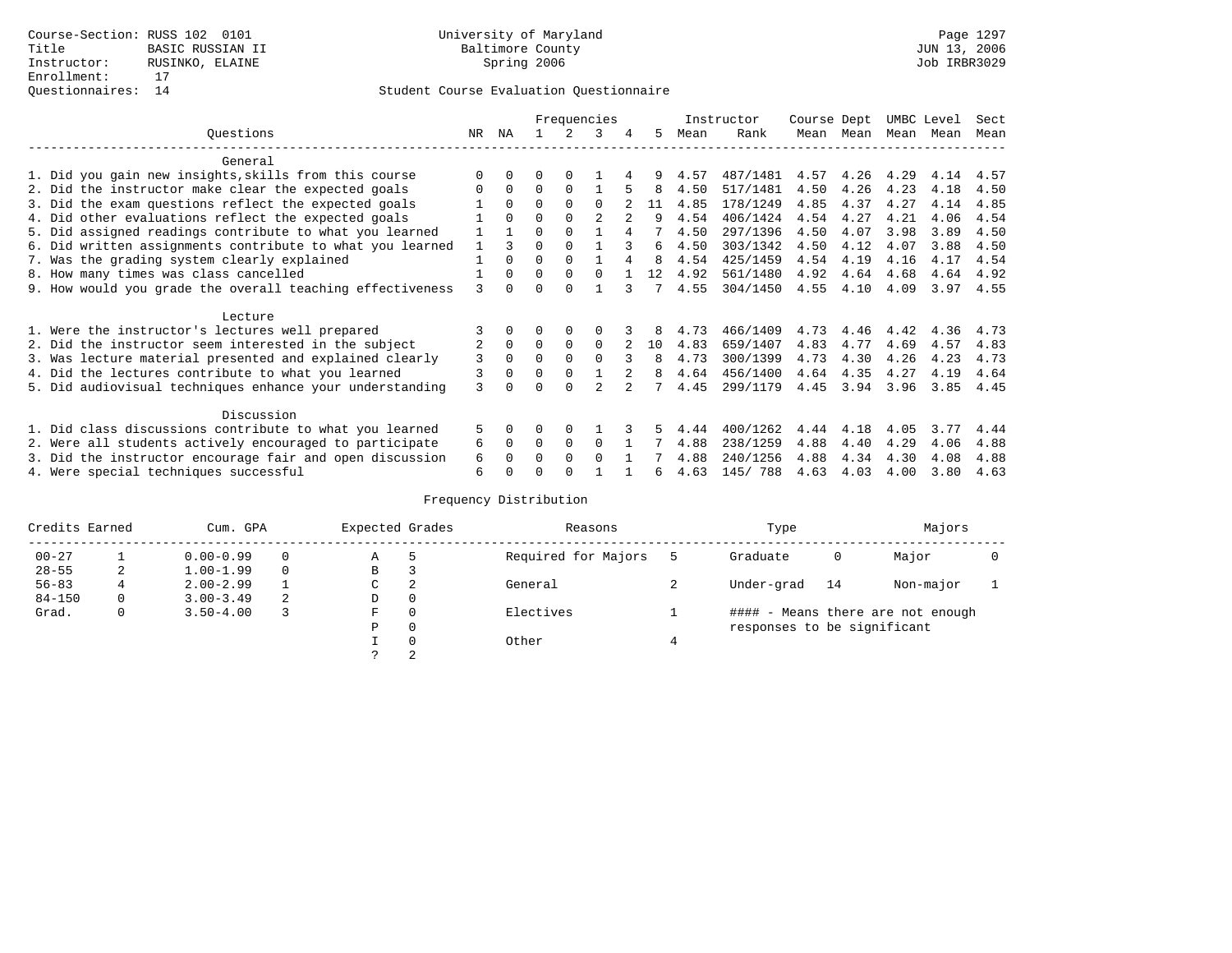Course-Section: RUSS 102 0101
Title: BASIC RUSSIAN II
Instructor: RUSINKO, ELAINE
Enrollment: 17
Questionnaires: 14

University of Maryland
Baltimore County
Spring 2006

JUN 13, 2006
Job IRBR3029

## Student Course Evaluation Questionnaire

| Questions | NR | NA | 1 | 2 | 3 | 4 | 5 | Instructor Mean | Instructor Rank | Course Mean | Dept Mean | UMBC Mean | Level Mean | Sect Mean |
|---|---|---|---|---|---|---|---|---|---|---|---|---|---|---|
| **General** | | | | | | | | | | | | | | |
| 1. Did you gain new insights,skills from this course | 0 | 0 | 0 | 0 | 1 | 4 | 9 | 4.57 | 487/1481 | 4.57 | 4.26 | 4.29 | 4.14 | 4.57 |
| 2. Did the instructor make clear the expected goals | 0 | 0 | 0 | 0 | 1 | 5 | 8 | 4.50 | 517/1481 | 4.50 | 4.26 | 4.23 | 4.18 | 4.50 |
| 3. Did the exam questions reflect the expected goals | 1 | 0 | 0 | 0 | 0 | 2 | 11 | 4.85 | 178/1249 | 4.85 | 4.37 | 4.27 | 4.14 | 4.85 |
| 4. Did other evaluations reflect the expected goals | 1 | 0 | 0 | 0 | 2 | 2 | 9 | 4.54 | 406/1424 | 4.54 | 4.27 | 4.21 | 4.06 | 4.54 |
| 5. Did assigned readings contribute to what you learned | 1 | 1 | 0 | 0 | 1 | 4 | 7 | 4.50 | 297/1396 | 4.50 | 4.07 | 3.98 | 3.89 | 4.50 |
| 6. Did written assignments contribute to what you learned | 1 | 3 | 0 | 0 | 1 | 3 | 6 | 4.50 | 303/1342 | 4.50 | 4.12 | 4.07 | 3.88 | 4.50 |
| 7. Was the grading system clearly explained | 1 | 0 | 0 | 0 | 1 | 4 | 8 | 4.54 | 425/1459 | 4.54 | 4.19 | 4.16 | 4.17 | 4.54 |
| 8. How many times was class cancelled | 1 | 0 | 0 | 0 | 0 | 1 | 12 | 4.92 | 561/1480 | 4.92 | 4.64 | 4.68 | 4.64 | 4.92 |
| 9. How would you grade the overall teaching effectiveness | 3 | 0 | 0 | 0 | 1 | 3 | 7 | 4.55 | 304/1450 | 4.55 | 4.10 | 4.09 | 3.97 | 4.55 |
| **Lecture** | | | | | | | | | | | | | | |
| 1. Were the instructor's lectures well prepared | 3 | 0 | 0 | 0 | 0 | 3 | 8 | 4.73 | 466/1409 | 4.73 | 4.46 | 4.42 | 4.36 | 4.73 |
| 2. Did the instructor seem interested in the subject | 2 | 0 | 0 | 0 | 0 | 2 | 10 | 4.83 | 659/1407 | 4.83 | 4.77 | 4.69 | 4.57 | 4.83 |
| 3. Was lecture material presented and explained clearly | 3 | 0 | 0 | 0 | 0 | 3 | 8 | 4.73 | 300/1399 | 4.73 | 4.30 | 4.26 | 4.23 | 4.73 |
| 4. Did the lectures contribute to what you learned | 3 | 0 | 0 | 0 | 1 | 2 | 8 | 4.64 | 456/1400 | 4.64 | 4.35 | 4.27 | 4.19 | 4.64 |
| 5. Did audiovisual techniques enhance your understanding | 3 | 0 | 0 | 0 | 2 | 2 | 7 | 4.45 | 299/1179 | 4.45 | 3.94 | 3.96 | 3.85 | 4.45 |
| **Discussion** | | | | | | | | | | | | | | |
| 1. Did class discussions contribute to what you learned | 5 | 0 | 0 | 0 | 1 | 3 | 5 | 4.44 | 400/1262 | 4.44 | 4.18 | 4.05 | 3.77 | 4.44 |
| 2. Were all students actively encouraged to participate | 6 | 0 | 0 | 0 | 0 | 1 | 7 | 4.88 | 238/1259 | 4.88 | 4.40 | 4.29 | 4.06 | 4.88 |
| 3. Did the instructor encourage fair and open discussion | 6 | 0 | 0 | 0 | 0 | 1 | 7 | 4.88 | 240/1256 | 4.88 | 4.34 | 4.30 | 4.08 | 4.88 |
| 4. Were special techniques successful | 6 | 0 | 0 | 0 | 1 | 1 | 6 | 4.63 | 145/ 788 | 4.63 | 4.03 | 4.00 | 3.80 | 4.63 |

### Frequency Distribution

| Credits Earned | | Cum. GPA | | Expected Grades | | Reasons | | Type | | Majors | |
|---|---|---|---|---|---|---|---|---|---|---|---|
| 00-27 | 1 | 0.00-0.99 | 0 | A | 5 | Required for Majors | 5 | Graduate | 0 | Major | 0 |
| 28-55 | 2 | 1.00-1.99 | 0 | B | 3 | | | | | | |
| 56-83 | 4 | 2.00-2.99 | 1 | C | 2 | General | 2 | Under-grad | 14 | Non-major | 1 |
| 84-150 | 0 | 3.00-3.49 | 2 | D | 0 | | | | | | |
| Grad. | 0 | 3.50-4.00 | 3 | F | 0 | Electives | 1 | #### - Means there are not enough responses to be significant | | | |
| | | | | P | 0 | | | | | | |
| | | | | I | 0 | Other | 4 | | | | |
| | | | | ? | 2 | | | | | | |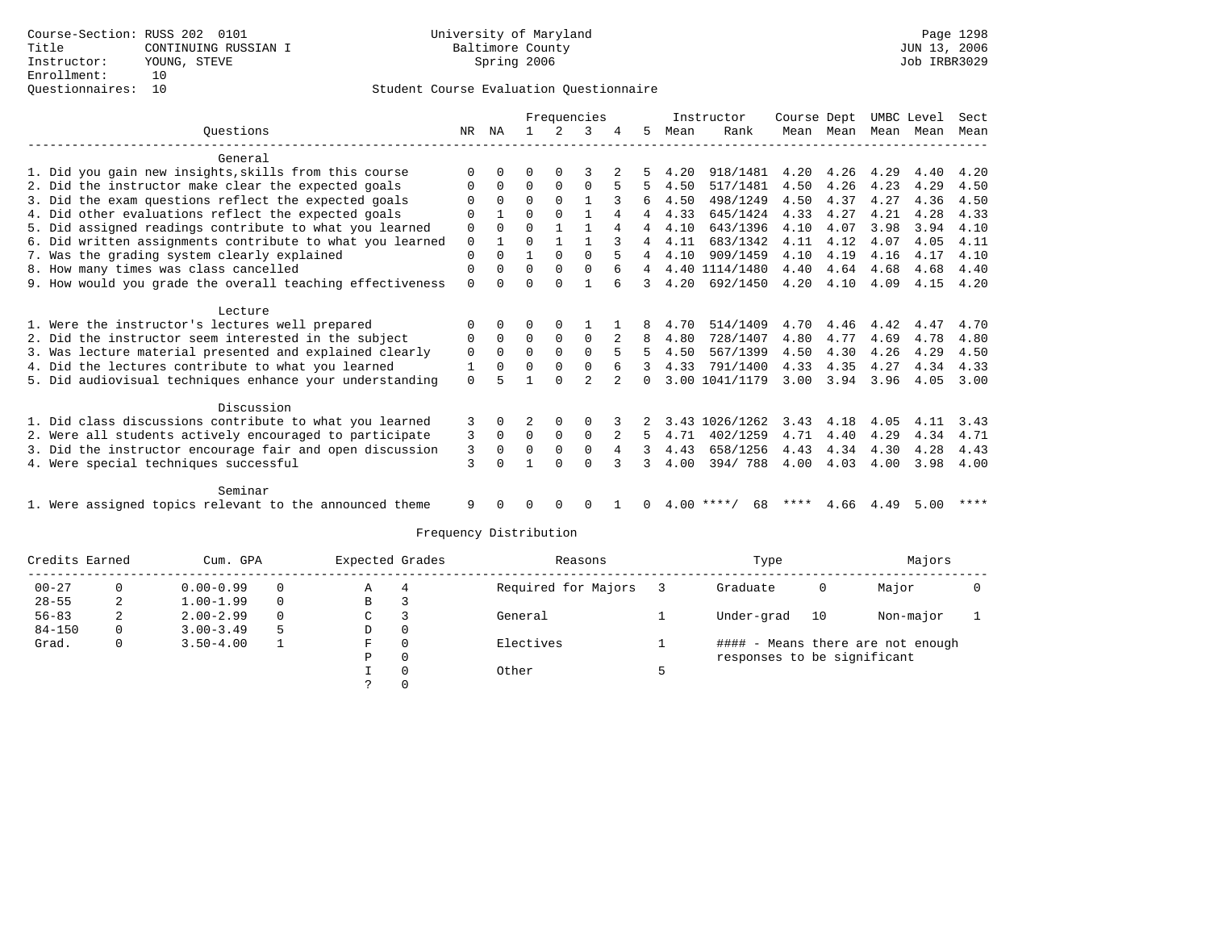Course-Section: RUSS 202 0101
Title: CONTINUING RUSSIAN I
Instructor: YOUNG, STEVE
Enrollment: 10
Questionnaires: 10

University of Maryland
Baltimore County
Spring 2006

Page 1298
JUN 13, 2006
Job IRBR3029

## Student Course Evaluation Questionnaire

| Questions | NR | NA | 1 | 2 | 3 | 4 | 5 | Instructor Mean | Instructor Rank | Course Mean | Dept Mean | UMBC Mean | Level Mean | Sect Mean |
|---|---|---|---|---|---|---|---|---|---|---|---|---|---|---|
| **General** | | | | | | | | | | | | | | |
| 1. Did you gain new insights,skills from this course | 0 | 0 | 0 | 0 | 3 | 2 | 5 | 4.20 | 918/1481 | 4.20 | 4.26 | 4.29 | 4.40 | 4.20 |
| 2. Did the instructor make clear the expected goals | 0 | 0 | 0 | 0 | 0 | 5 | 5 | 4.50 | 517/1481 | 4.50 | 4.26 | 4.23 | 4.29 | 4.50 |
| 3. Did the exam questions reflect the expected goals | 0 | 0 | 0 | 0 | 1 | 3 | 6 | 4.50 | 498/1249 | 4.50 | 4.37 | 4.27 | 4.36 | 4.50 |
| 4. Did other evaluations reflect the expected goals | 0 | 1 | 0 | 0 | 1 | 4 | 4 | 4.33 | 645/1424 | 4.33 | 4.27 | 4.21 | 4.28 | 4.33 |
| 5. Did assigned readings contribute to what you learned | 0 | 0 | 0 | 1 | 1 | 4 | 4 | 4.10 | 643/1396 | 4.10 | 4.07 | 3.98 | 3.94 | 4.10 |
| 6. Did written assignments contribute to what you learned | 0 | 1 | 0 | 1 | 1 | 3 | 4 | 4.11 | 683/1342 | 4.11 | 4.12 | 4.07 | 4.05 | 4.11 |
| 7. Was the grading system clearly explained | 0 | 0 | 1 | 0 | 0 | 5 | 4 | 4.10 | 909/1459 | 4.10 | 4.19 | 4.16 | 4.17 | 4.10 |
| 8. How many times was class cancelled | 0 | 0 | 0 | 0 | 0 | 6 | 4 | 4.40 | 1114/1480 | 4.40 | 4.64 | 4.68 | 4.68 | 4.40 |
| 9. How would you grade the overall teaching effectiveness | 0 | 0 | 0 | 0 | 1 | 6 | 3 | 4.20 | 692/1450 | 4.20 | 4.10 | 4.09 | 4.15 | 4.20 |
| **Lecture** | | | | | | | | | | | | | | |
| 1. Were the instructor's lectures well prepared | 0 | 0 | 0 | 0 | 1 | 1 | 8 | 4.70 | 514/1409 | 4.70 | 4.46 | 4.42 | 4.47 | 4.70 |
| 2. Did the instructor seem interested in the subject | 0 | 0 | 0 | 0 | 0 | 2 | 8 | 4.80 | 728/1407 | 4.80 | 4.77 | 4.69 | 4.78 | 4.80 |
| 3. Was lecture material presented and explained clearly | 0 | 0 | 0 | 0 | 0 | 5 | 5 | 4.50 | 567/1399 | 4.50 | 4.30 | 4.26 | 4.29 | 4.50 |
| 4. Did the lectures contribute to what you learned | 1 | 0 | 0 | 0 | 0 | 6 | 3 | 4.33 | 791/1400 | 4.33 | 4.35 | 4.27 | 4.34 | 4.33 |
| 5. Did audiovisual techniques enhance your understanding | 0 | 5 | 1 | 0 | 2 | 2 | 0 | 3.00 | 1041/1179 | 3.00 | 3.94 | 3.96 | 4.05 | 3.00 |
| **Discussion** | | | | | | | | | | | | | | |
| 1. Did class discussions contribute to what you learned | 3 | 0 | 2 | 0 | 0 | 3 | 2 | 3.43 | 1026/1262 | 3.43 | 4.18 | 4.05 | 4.11 | 3.43 |
| 2. Were all students actively encouraged to participate | 3 | 0 | 0 | 0 | 0 | 2 | 5 | 4.71 | 402/1259 | 4.71 | 4.40 | 4.29 | 4.34 | 4.71 |
| 3. Did the instructor encourage fair and open discussion | 3 | 0 | 0 | 0 | 0 | 4 | 3 | 4.43 | 658/1256 | 4.43 | 4.34 | 4.30 | 4.28 | 4.43 |
| 4. Were special techniques successful | 3 | 0 | 1 | 0 | 0 | 3 | 3 | 4.00 | 394/ 788 | 4.00 | 4.03 | 4.00 | 3.98 | 4.00 |
| **Seminar** | | | | | | | | | | | | | | |
| 1. Were assigned topics relevant to the announced theme | 9 | 0 | 0 | 0 | 0 | 1 | 0 | 4.00 | ****/ 68 | **** | 4.66 | 4.49 | 5.00 | **** |

### Frequency Distribution

| Credits Earned | | Cum. GPA | | Expected Grades | | Reasons | | Type | | Majors | |
|---|---|---|---|---|---|---|---|---|---|---|---|
| 00-27 | 0 | 0.00-0.99 | 0 | A | 4 | Required for Majors | 3 | Graduate | 0 | Major | 0 |
| 28-55 | 2 | 1.00-1.99 | 0 | B | 3 | | | | | | |
| 56-83 | 2 | 2.00-2.99 | 0 | C | 3 | General | 1 | Under-grad | 10 | Non-major | 1 |
| 84-150 | 0 | 3.00-3.49 | 5 | D | 0 | | | | | | |
| Grad. | 0 | 3.50-4.00 | 1 | F | 0 | Electives | 1 | | | | |
| | | | | P | 0 | | | | | | |
| | | | | I | 0 | Other | 5 | | | | |
| | | | | ? | 0 | | | | | | |

#### - Means there are not enough responses to be significant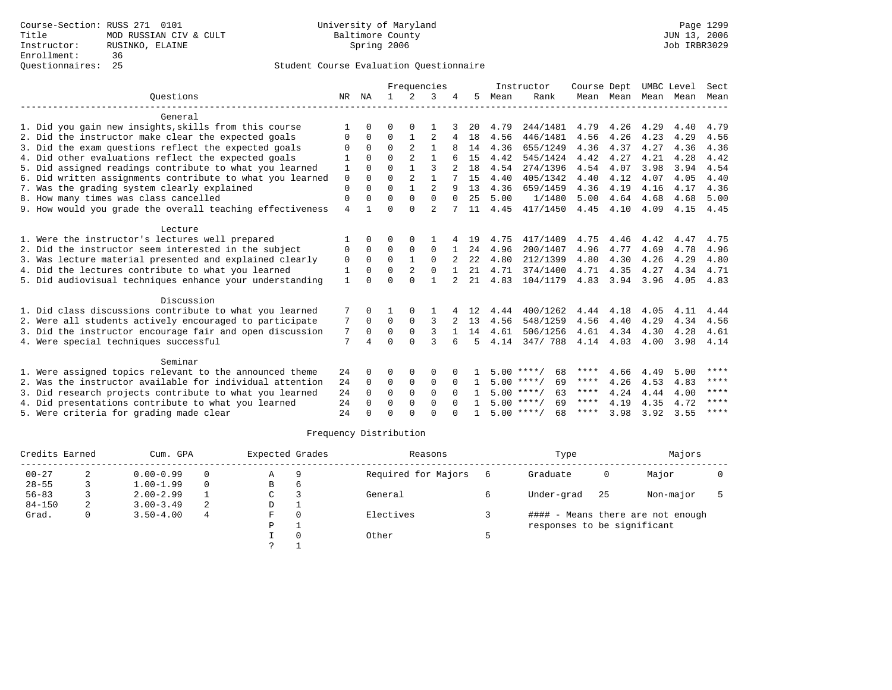Course-Section: RUSS 271 0101
Title: MOD RUSSIAN CIV & CULT
Instructor: RUSINKO, ELAINE
Enrollment: 36
Questionnaires: 25

University of Maryland
Baltimore County
Spring 2006

JUN 13, 2006
Job IRBR3029

## Student Course Evaluation Questionnaire

| Questions | NR | NA | 1 | 2 | 3 | 4 | 5 | Instructor Mean | Instructor Rank | Course Mean | Dept Mean | UMBC Mean | Level Mean | Sect Mean |
|---|---|---|---|---|---|---|---|---|---|---|---|---|---|---|
| **General** | | | | | | | | | | | | | | |
| 1. Did you gain new insights,skills from this course | 1 | 0 | 0 | 0 | 1 | 3 | 20 | 4.79 | 244/1481 | 4.79 | 4.26 | 4.29 | 4.40 | 4.79 |
| 2. Did the instructor make clear the expected goals | 0 | 0 | 0 | 1 | 2 | 4 | 18 | 4.56 | 446/1481 | 4.56 | 4.26 | 4.23 | 4.29 | 4.56 |
| 3. Did the exam questions reflect the expected goals | 0 | 0 | 0 | 2 | 1 | 8 | 14 | 4.36 | 655/1249 | 4.36 | 4.37 | 4.27 | 4.36 | 4.36 |
| 4. Did other evaluations reflect the expected goals | 1 | 0 | 0 | 2 | 1 | 6 | 15 | 4.42 | 545/1424 | 4.42 | 4.27 | 4.21 | 4.28 | 4.42 |
| 5. Did assigned readings contribute to what you learned | 1 | 0 | 0 | 1 | 3 | 2 | 18 | 4.54 | 274/1396 | 4.54 | 4.07 | 3.98 | 3.94 | 4.54 |
| 6. Did written assignments contribute to what you learned | 0 | 0 | 0 | 2 | 1 | 7 | 15 | 4.40 | 405/1342 | 4.40 | 4.12 | 4.07 | 4.05 | 4.40 |
| 7. Was the grading system clearly explained | 0 | 0 | 0 | 1 | 2 | 9 | 13 | 4.36 | 659/1459 | 4.36 | 4.19 | 4.16 | 4.17 | 4.36 |
| 8. How many times was class cancelled | 0 | 0 | 0 | 0 | 0 | 0 | 25 | 5.00 | 1/1480 | 5.00 | 4.64 | 4.68 | 4.68 | 5.00 |
| 9. How would you grade the overall teaching effectiveness | 4 | 1 | 0 | 0 | 2 | 7 | 11 | 4.45 | 417/1450 | 4.45 | 4.10 | 4.09 | 4.15 | 4.45 |
| **Lecture** | | | | | | | | | | | | | | |
| 1. Were the instructor's lectures well prepared | 1 | 0 | 0 | 0 | 1 | 4 | 19 | 4.75 | 417/1409 | 4.75 | 4.46 | 4.42 | 4.47 | 4.75 |
| 2. Did the instructor seem interested in the subject | 0 | 0 | 0 | 0 | 0 | 1 | 24 | 4.96 | 200/1407 | 4.96 | 4.77 | 4.69 | 4.78 | 4.96 |
| 3. Was lecture material presented and explained clearly | 0 | 0 | 0 | 1 | 0 | 2 | 22 | 4.80 | 212/1399 | 4.80 | 4.30 | 4.26 | 4.29 | 4.80 |
| 4. Did the lectures contribute to what you learned | 1 | 0 | 0 | 2 | 0 | 1 | 21 | 4.71 | 374/1400 | 4.71 | 4.35 | 4.27 | 4.34 | 4.71 |
| 5. Did audiovisual techniques enhance your understanding | 1 | 0 | 0 | 0 | 1 | 2 | 21 | 4.83 | 104/1179 | 4.83 | 3.94 | 3.96 | 4.05 | 4.83 |
| **Discussion** | | | | | | | | | | | | | | |
| 1. Did class discussions contribute to what you learned | 7 | 0 | 1 | 0 | 1 | 4 | 12 | 4.44 | 400/1262 | 4.44 | 4.18 | 4.05 | 4.11 | 4.44 |
| 2. Were all students actively encouraged to participate | 7 | 0 | 0 | 0 | 3 | 2 | 13 | 4.56 | 548/1259 | 4.56 | 4.40 | 4.29 | 4.34 | 4.56 |
| 3. Did the instructor encourage fair and open discussion | 7 | 0 | 0 | 0 | 3 | 1 | 14 | 4.61 | 506/1256 | 4.61 | 4.34 | 4.30 | 4.28 | 4.61 |
| 4. Were special techniques successful | 7 | 4 | 0 | 0 | 3 | 6 | 5 | 4.14 | 347/ 788 | 4.14 | 4.03 | 4.00 | 3.98 | 4.14 |
| **Seminar** | | | | | | | | | | | | | | |
| 1. Were assigned topics relevant to the announced theme | 24 | 0 | 0 | 0 | 0 | 0 | 1 | 5.00 | ****/ 68 | **** | 4.66 | 4.49 | 5.00 | **** |
| 2. Was the instructor available for individual attention | 24 | 0 | 0 | 0 | 0 | 0 | 1 | 5.00 | ****/ 69 | **** | 4.26 | 4.53 | 4.83 | **** |
| 3. Did research projects contribute to what you learned | 24 | 0 | 0 | 0 | 0 | 0 | 1 | 5.00 | ****/ 63 | **** | 4.24 | 4.44 | 4.00 | **** |
| 4. Did presentations contribute to what you learned | 24 | 0 | 0 | 0 | 0 | 0 | 1 | 5.00 | ****/ 69 | **** | 4.19 | 4.35 | 4.72 | **** |
| 5. Were criteria for grading made clear | 24 | 0 | 0 | 0 | 0 | 0 | 1 | 5.00 | ****/ 68 | **** | 3.98 | 3.92 | 3.55 | **** |

### Frequency Distribution

| Credits Earned | | Cum. GPA | | Expected Grades | | Reasons | | Type | | Majors | |
|---|---|---|---|---|---|---|---|---|---|---|---|
| 00-27 | 2 | 0.00-0.99 | 0 | A | 9 | Required for Majors | 6 | Graduate | 0 | Major | 0 |
| 28-55 | 3 | 1.00-1.99 | 0 | B | 6 | | | | | | |
| 56-83 | 3 | 2.00-2.99 | 1 | C | 3 | General | 6 | Under-grad | 25 | Non-major | 5 |
| 84-150 | 2 | 3.00-3.49 | 2 | D | 1 | | | | | | |
| Grad. | 0 | 3.50-4.00 | 4 | F | 0 | Electives | 3 | #### - Means there are not enough responses to be significant | | | |
| | | | | P | 1 | | | | | | |
| | | | | I | 0 | Other | 5 | | | | |
| | | | | ? | 1 | | | | | | |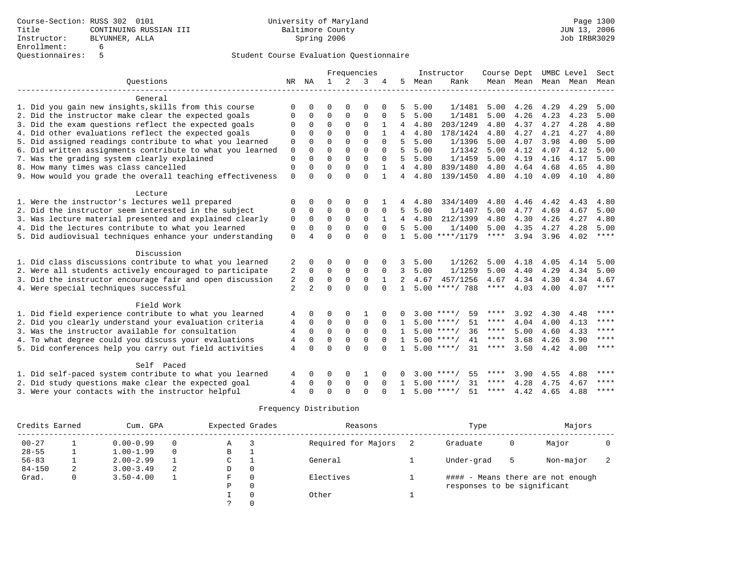Course-Section: RUSS 302 0101
Title: CONTINUING RUSSIAN III
Instructor: BLYUNHER, ALLA
Enrollment: 6
Questionnaires: 5

University of Maryland
Baltimore County
Spring 2006

JUN 13, 2006
Job IRBR3029

## Student Course Evaluation Questionnaire

| Questions | NR | NA | 1 | 2 | 3 | 4 | 5 | Instructor Mean | Instructor Rank | Course Mean | Dept Mean | UMBC Mean | Level Mean | Sect Mean |
|---|---|---|---|---|---|---|---|---|---|---|---|---|---|---|
| **General** | | | | | | | | | | | | | | |
| 1. Did you gain new insights,skills from this course | 0 | 0 | 0 | 0 | 0 | 0 | 5 | 5.00 | 1/1481 | 5.00 | 4.26 | 4.29 | 4.29 | 5.00 |
| 2. Did the instructor make clear the expected goals | 0 | 0 | 0 | 0 | 0 | 0 | 5 | 5.00 | 1/1481 | 5.00 | 4.26 | 4.23 | 4.23 | 5.00 |
| 3. Did the exam questions reflect the expected goals | 0 | 0 | 0 | 0 | 0 | 1 | 4 | 4.80 | 203/1249 | 4.80 | 4.37 | 4.27 | 4.28 | 4.80 |
| 4. Did other evaluations reflect the expected goals | 0 | 0 | 0 | 0 | 0 | 1 | 4 | 4.80 | 178/1424 | 4.80 | 4.27 | 4.21 | 4.27 | 4.80 |
| 5. Did assigned readings contribute to what you learned | 0 | 0 | 0 | 0 | 0 | 0 | 5 | 5.00 | 1/1396 | 5.00 | 4.07 | 3.98 | 4.00 | 5.00 |
| 6. Did written assignments contribute to what you learned | 0 | 0 | 0 | 0 | 0 | 0 | 5 | 5.00 | 1/1342 | 5.00 | 4.12 | 4.07 | 4.12 | 5.00 |
| 7. Was the grading system clearly explained | 0 | 0 | 0 | 0 | 0 | 0 | 5 | 5.00 | 1/1459 | 5.00 | 4.19 | 4.16 | 4.17 | 5.00 |
| 8. How many times was class cancelled | 0 | 0 | 0 | 0 | 0 | 1 | 4 | 4.80 | 839/1480 | 4.80 | 4.64 | 4.68 | 4.65 | 4.80 |
| 9. How would you grade the overall teaching effectiveness | 0 | 0 | 0 | 0 | 0 | 1 | 4 | 4.80 | 139/1450 | 4.80 | 4.10 | 4.09 | 4.10 | 4.80 |
| **Lecture** | | | | | | | | | | | | | | |
| 1. Were the instructor's lectures well prepared | 0 | 0 | 0 | 0 | 0 | 1 | 4 | 4.80 | 334/1409 | 4.80 | 4.46 | 4.42 | 4.43 | 4.80 |
| 2. Did the instructor seem interested in the subject | 0 | 0 | 0 | 0 | 0 | 0 | 5 | 5.00 | 1/1407 | 5.00 | 4.77 | 4.69 | 4.67 | 5.00 |
| 3. Was lecture material presented and explained clearly | 0 | 0 | 0 | 0 | 0 | 1 | 4 | 4.80 | 212/1399 | 4.80 | 4.30 | 4.26 | 4.27 | 4.80 |
| 4. Did the lectures contribute to what you learned | 0 | 0 | 0 | 0 | 0 | 0 | 5 | 5.00 | 1/1400 | 5.00 | 4.35 | 4.27 | 4.28 | 5.00 |
| 5. Did audiovisual techniques enhance your understanding | 0 | 4 | 0 | 0 | 0 | 0 | 1 | 5.00 | ****/1179 | **** | 3.94 | 3.96 | 4.02 | **** |
| **Discussion** | | | | | | | | | | | | | | |
| 1. Did class discussions contribute to what you learned | 2 | 0 | 0 | 0 | 0 | 0 | 3 | 5.00 | 1/1262 | 5.00 | 4.18 | 4.05 | 4.14 | 5.00 |
| 2. Were all students actively encouraged to participate | 2 | 0 | 0 | 0 | 0 | 0 | 3 | 5.00 | 1/1259 | 5.00 | 4.40 | 4.29 | 4.34 | 5.00 |
| 3. Did the instructor encourage fair and open discussion | 2 | 0 | 0 | 0 | 0 | 1 | 2 | 4.67 | 457/1256 | 4.67 | 4.34 | 4.30 | 4.34 | 4.67 |
| 4. Were special techniques successful | 2 | 2 | 0 | 0 | 0 | 0 | 1 | 5.00 | ****/ 788 | **** | 4.03 | 4.00 | 4.07 | **** |
| **Field Work** | | | | | | | | | | | | | | |
| 1. Did field experience contribute to what you learned | 4 | 0 | 0 | 0 | 1 | 0 | 0 | 3.00 | ****/ 59 | **** | 3.92 | 4.30 | 4.48 | **** |
| 2. Did you clearly understand your evaluation criteria | 4 | 0 | 0 | 0 | 0 | 0 | 1 | 5.00 | ****/ 51 | **** | 4.04 | 4.00 | 4.13 | **** |
| 3. Was the instructor available for consultation | 4 | 0 | 0 | 0 | 0 | 0 | 1 | 5.00 | ****/ 36 | **** | 5.00 | 4.60 | 4.33 | **** |
| 4. To what degree could you discuss your evaluations | 4 | 0 | 0 | 0 | 0 | 0 | 1 | 5.00 | ****/ 41 | **** | 3.68 | 4.26 | 3.90 | **** |
| 5. Did conferences help you carry out field activities | 4 | 0 | 0 | 0 | 0 | 0 | 1 | 5.00 | ****/ 31 | **** | 3.50 | 4.42 | 4.00 | **** |
| **Self Paced** | | | | | | | | | | | | | | |
| 1. Did self-paced system contribute to what you learned | 4 | 0 | 0 | 0 | 1 | 0 | 0 | 3.00 | ****/ 55 | **** | 3.90 | 4.55 | 4.88 | **** |
| 2. Did study questions make clear the expected goal | 4 | 0 | 0 | 0 | 0 | 0 | 1 | 5.00 | ****/ 31 | **** | 4.28 | 4.75 | 4.67 | **** |
| 3. Were your contacts with the instructor helpful | 4 | 0 | 0 | 0 | 0 | 0 | 1 | 5.00 | ****/ 51 | **** | 4.42 | 4.65 | 4.88 | **** |

### Frequency Distribution

| Credits Earned | | Cum. GPA | | Expected Grades | | Reasons | | Type | | Majors | |
|---|---|---|---|---|---|---|---|---|---|---|---|
| 00-27 | 1 | 0.00-0.99 | 0 | A | 3 | Required for Majors | 2 | Graduate | 0 | Major | 0 |
| 28-55 | 1 | 1.00-1.99 | 0 | B | 1 | | | | | | |
| 56-83 | 1 | 2.00-2.99 | 1 | C | 1 | General | 1 | Under-grad | 5 | Non-major | 2 |
| 84-150 | 2 | 3.00-3.49 | 2 | D | 0 | | | | | | |
| Grad. | 0 | 3.50-4.00 | 1 | F | 0 | Electives | 1 | #### - Means there are not enough responses to be significant | | | |
| | | | | P | 0 | | | | | | |
| | | | | I | 0 | Other | 1 | | | | |
| | | | | ? | 0 | | | | | | |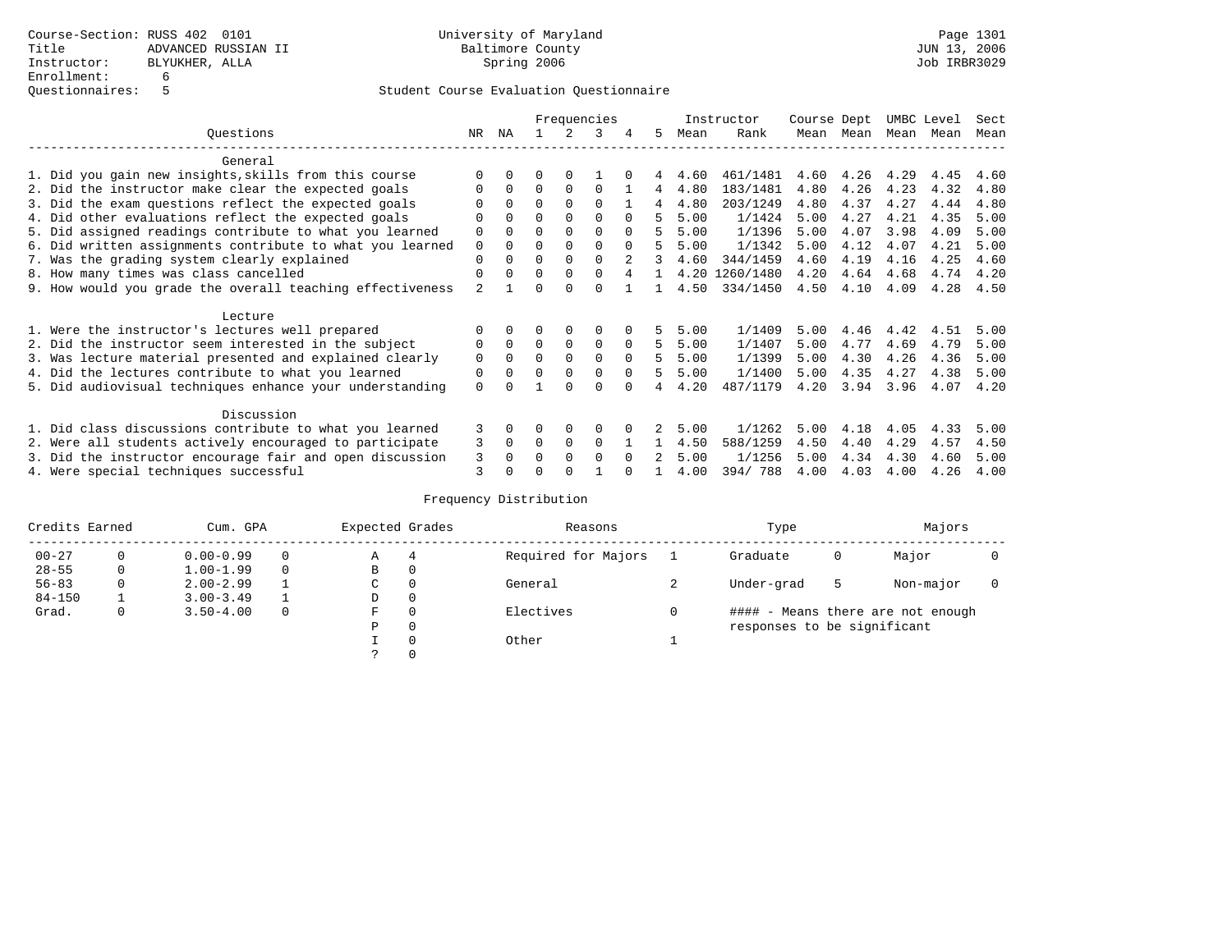Course-Section: RUSS 402 0101
Title: ADVANCED RUSSIAN II
Instructor: BLYUKHER, ALLA
Enrollment: 6
Questionnaires: 5

University of Maryland
Baltimore County
Spring 2006

JUN 13, 2006
Job IRBR3029

Student Course Evaluation Questionnaire

| Questions | NR | NA | 1 | 2 | 3 | 4 | 5 | Instructor Mean | Instructor Rank | Course Mean | Dept Mean | UMBC Mean | Level Mean | Sect Mean |
|---|---|---|---|---|---|---|---|---|---|---|---|---|---|---|
| **General** | | | | | | | | | | | | | | |
| 1. Did you gain new insights,skills from this course | 0 | 0 | 0 | 0 | 1 | 0 | 4 | 4.60 | 461/1481 | 4.60 | 4.26 | 4.29 | 4.45 | 4.60 |
| 2. Did the instructor make clear the expected goals | 0 | 0 | 0 | 0 | 0 | 1 | 4 | 4.80 | 183/1481 | 4.80 | 4.26 | 4.23 | 4.32 | 4.80 |
| 3. Did the exam questions reflect the expected goals | 0 | 0 | 0 | 0 | 0 | 1 | 4 | 4.80 | 203/1249 | 4.80 | 4.37 | 4.27 | 4.44 | 4.80 |
| 4. Did other evaluations reflect the expected goals | 0 | 0 | 0 | 0 | 0 | 0 | 5 | 5.00 | 1/1424 | 5.00 | 4.27 | 4.21 | 4.35 | 5.00 |
| 5. Did assigned readings contribute to what you learned | 0 | 0 | 0 | 0 | 0 | 0 | 5 | 5.00 | 1/1396 | 5.00 | 4.07 | 3.98 | 4.09 | 5.00 |
| 6. Did written assignments contribute to what you learned | 0 | 0 | 0 | 0 | 0 | 0 | 5 | 5.00 | 1/1342 | 5.00 | 4.12 | 4.07 | 4.21 | 5.00 |
| 7. Was the grading system clearly explained | 0 | 0 | 0 | 0 | 0 | 2 | 3 | 4.60 | 344/1459 | 4.60 | 4.19 | 4.16 | 4.25 | 4.60 |
| 8. How many times was class cancelled | 0 | 0 | 0 | 0 | 0 | 4 | 1 | 4.20 | 1260/1480 | 4.20 | 4.64 | 4.68 | 4.74 | 4.20 |
| 9. How would you grade the overall teaching effectiveness | 2 | 1 | 0 | 0 | 0 | 1 | 1 | 4.50 | 334/1450 | 4.50 | 4.10 | 4.09 | 4.28 | 4.50 |
| **Lecture** | | | | | | | | | | | | | | |
| 1. Were the instructor's lectures well prepared | 0 | 0 | 0 | 0 | 0 | 0 | 5 | 5.00 | 1/1409 | 5.00 | 4.46 | 4.42 | 4.51 | 5.00 |
| 2. Did the instructor seem interested in the subject | 0 | 0 | 0 | 0 | 0 | 0 | 5 | 5.00 | 1/1407 | 5.00 | 4.77 | 4.69 | 4.79 | 5.00 |
| 3. Was lecture material presented and explained clearly | 0 | 0 | 0 | 0 | 0 | 0 | 5 | 5.00 | 1/1399 | 5.00 | 4.30 | 4.26 | 4.36 | 5.00 |
| 4. Did the lectures contribute to what you learned | 0 | 0 | 0 | 0 | 0 | 0 | 5 | 5.00 | 1/1400 | 5.00 | 4.35 | 4.27 | 4.38 | 5.00 |
| 5. Did audiovisual techniques enhance your understanding | 0 | 0 | 1 | 0 | 0 | 0 | 4 | 4.20 | 487/1179 | 4.20 | 3.94 | 3.96 | 4.07 | 4.20 |
| **Discussion** | | | | | | | | | | | | | | |
| 1. Did class discussions contribute to what you learned | 3 | 0 | 0 | 0 | 0 | 0 | 2 | 5.00 | 1/1262 | 5.00 | 4.18 | 4.05 | 4.33 | 5.00 |
| 2. Were all students actively encouraged to participate | 3 | 0 | 0 | 0 | 0 | 1 | 1 | 4.50 | 588/1259 | 4.50 | 4.40 | 4.29 | 4.57 | 4.50 |
| 3. Did the instructor encourage fair and open discussion | 3 | 0 | 0 | 0 | 0 | 0 | 2 | 5.00 | 1/1256 | 5.00 | 4.34 | 4.30 | 4.60 | 5.00 |
| 4. Were special techniques successful | 3 | 0 | 0 | 0 | 1 | 0 | 1 | 4.00 | 394/ 788 | 4.00 | 4.03 | 4.00 | 4.26 | 4.00 |

Frequency Distribution

| Credits Earned | | Cum. GPA | | Expected Grades | | Reasons | | Type | | Majors | |
|---|---|---|---|---|---|---|---|---|---|---|---|
| 00-27 | 0 | 0.00-0.99 | 0 | A | 4 | Required for Majors | 1 | Graduate | 0 | Major | 0 |
| 28-55 | 0 | 1.00-1.99 | 0 | B | 0 | | | | | | |
| 56-83 | 0 | 2.00-2.99 | 1 | C | 0 | General | 2 | Under-grad | 5 | Non-major | 0 |
| 84-150 | 1 | 3.00-3.49 | 1 | D | 0 | | | | | | |
| Grad. | 0 | 3.50-4.00 | 0 | F | 0 | Electives | 0 | #### - Means there are not enough responses to be significant | | | |
| | | | | P | 0 | | | | | | |
| | | | | I | 0 | Other | 1 | | | | |
| | | | | ? | 0 | | | | | | |